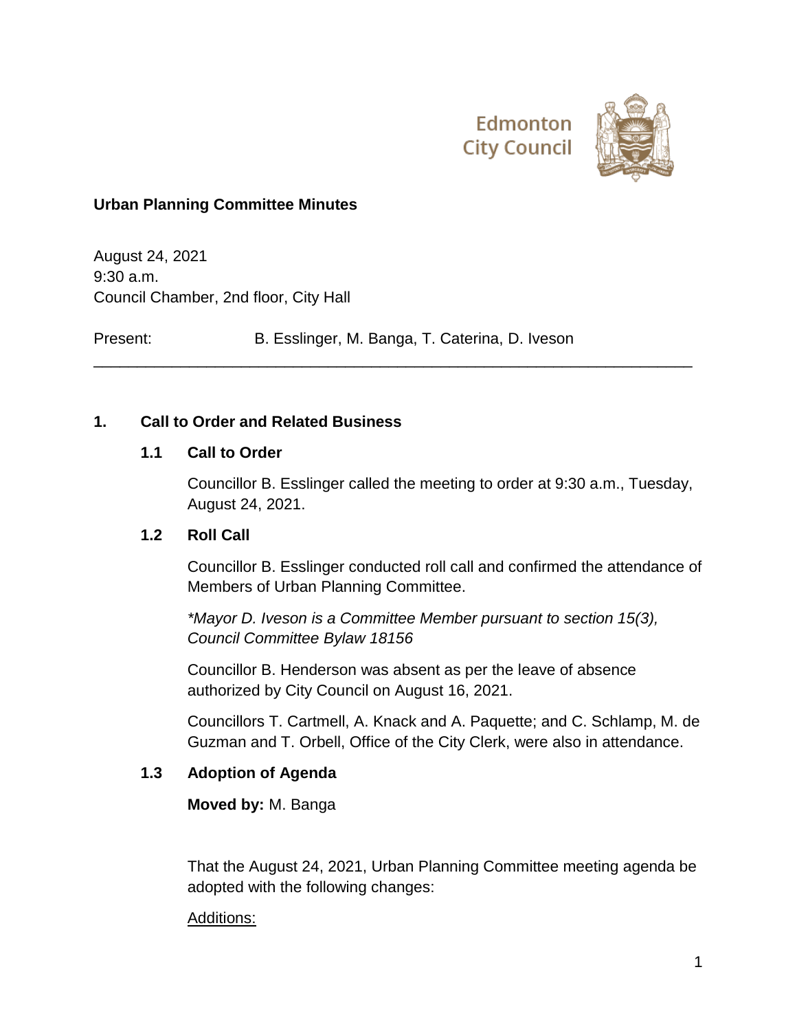Edmonton City Council

**Urban Planning Committee Minutes**

August 24, 2021
9:30 a.m.
Council Chamber, 2nd floor, City Hall

Present: B. Esslinger, M. Banga, T. Caterina, D. Iveson

---

## 1. Call to Order and Related Business

### 1.1 Call to Order

Councillor B. Esslinger called the meeting to order at 9:30 a.m., Tuesday, August 24, 2021.

### 1.2 Roll Call

Councillor B. Esslinger conducted roll call and confirmed the attendance of Members of Urban Planning Committee.

*\*Mayor D. Iveson is a Committee Member pursuant to section 15(3), Council Committee Bylaw 18156*

Councillor B. Henderson was absent as per the leave of absence authorized by City Council on August 16, 2021.

Councillors T. Cartmell, A. Knack and A. Paquette; and C. Schlamp, M. de Guzman and T. Orbell, Office of the City Clerk, were also in attendance.

### 1.3 Adoption of Agenda

**Moved by:** M. Banga

That the August 24, 2021, Urban Planning Committee meeting agenda be adopted with the following changes:

<u>Additions:</u>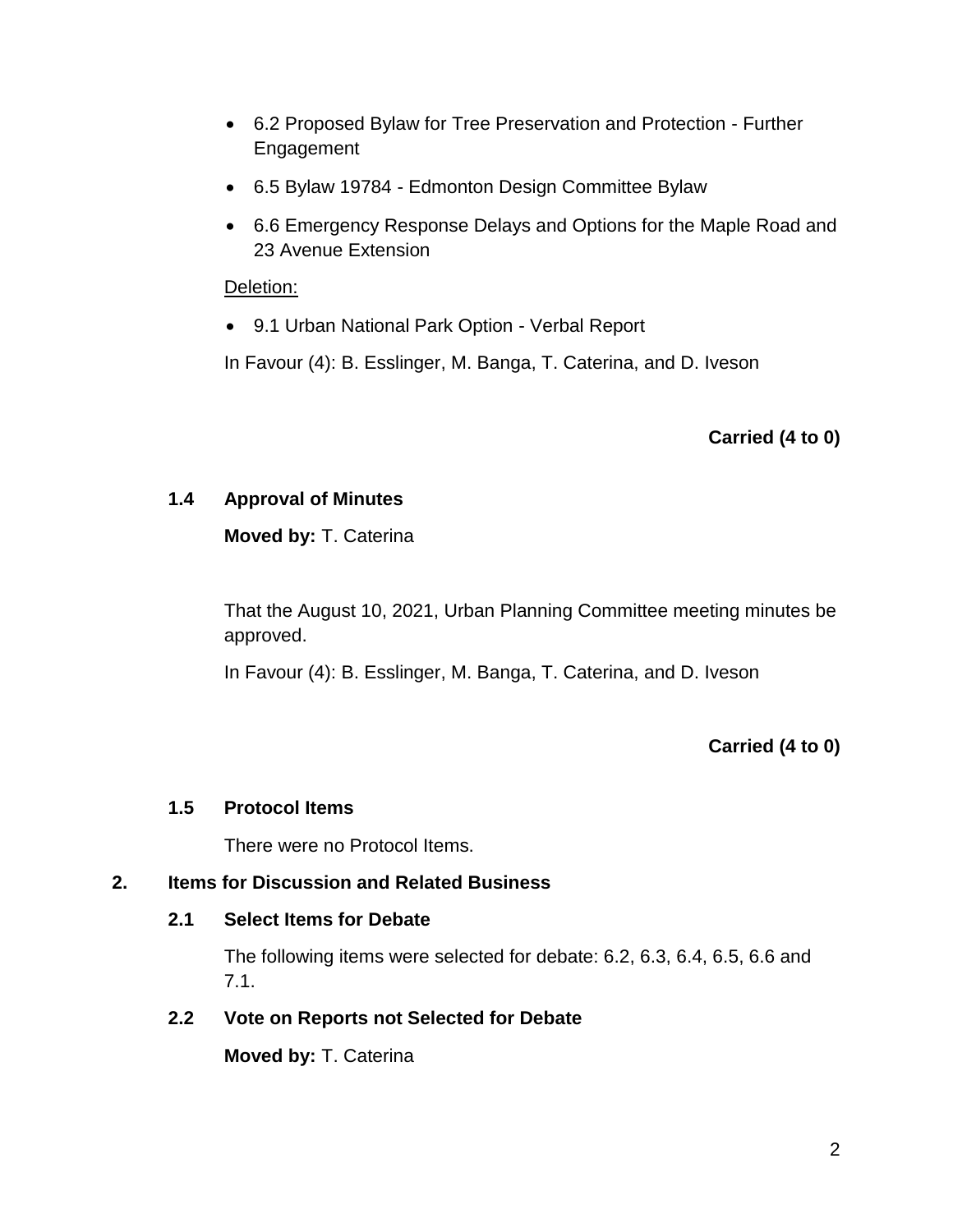- 6.2 Proposed Bylaw for Tree Preservation and Protection - Further Engagement
- 6.5 Bylaw 19784 - Edmonton Design Committee Bylaw
- 6.6 Emergency Response Delays and Options for the Maple Road and 23 Avenue Extension

Deletion:

- 9.1 Urban National Park Option - Verbal Report

In Favour (4): B. Esslinger, M. Banga, T. Caterina, and D. Iveson

**Carried (4 to 0)**

### 1.4 Approval of Minutes

**Moved by:** T. Caterina

That the August 10, 2021, Urban Planning Committee meeting minutes be approved.

In Favour (4): B. Esslinger, M. Banga, T. Caterina, and D. Iveson

**Carried (4 to 0)**

### 1.5 Protocol Items

There were no Protocol Items.

## 2. Items for Discussion and Related Business

### 2.1 Select Items for Debate

The following items were selected for debate: 6.2, 6.3, 6.4, 6.5, 6.6 and 7.1.

### 2.2 Vote on Reports not Selected for Debate

**Moved by:** T. Caterina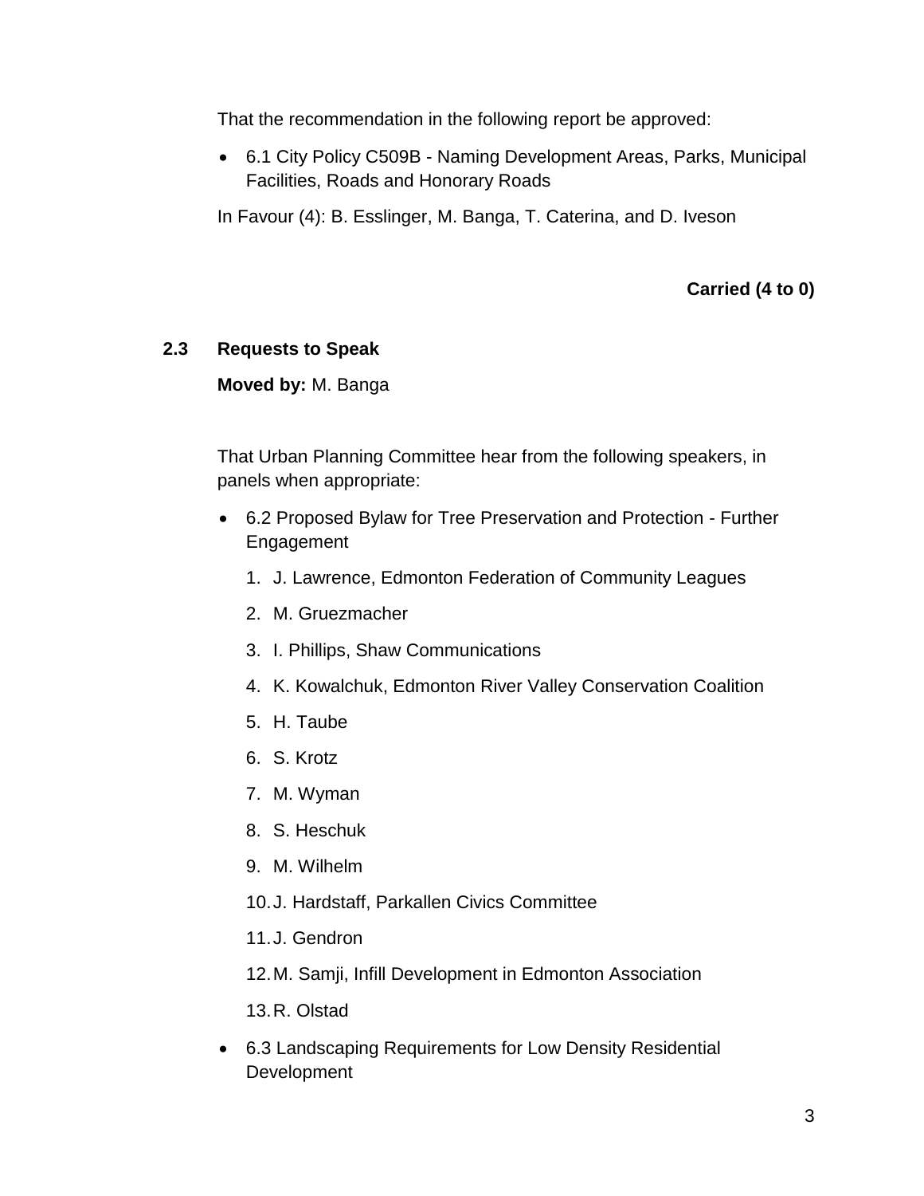That the recommendation in the following report be approved:

- 6.1 City Policy C509B - Naming Development Areas, Parks, Municipal Facilities, Roads and Honorary Roads

In Favour (4): B. Esslinger, M. Banga, T. Caterina, and D. Iveson

**Carried (4 to 0)**

### 2.3 Requests to Speak

**Moved by:** M. Banga

That Urban Planning Committee hear from the following speakers, in panels when appropriate:

- 6.2 Proposed Bylaw for Tree Preservation and Protection - Further Engagement
  1. J. Lawrence, Edmonton Federation of Community Leagues
  2. M. Gruezmacher
  3. I. Phillips, Shaw Communications
  4. K. Kowalchuk, Edmonton River Valley Conservation Coalition
  5. H. Taube
  6. S. Krotz
  7. M. Wyman
  8. S. Heschuk
  9. M. Wilhelm
  10. J. Hardstaff, Parkallen Civics Committee
  11. J. Gendron
  12. M. Samji, Infill Development in Edmonton Association
  13. R. Olstad
- 6.3 Landscaping Requirements for Low Density Residential Development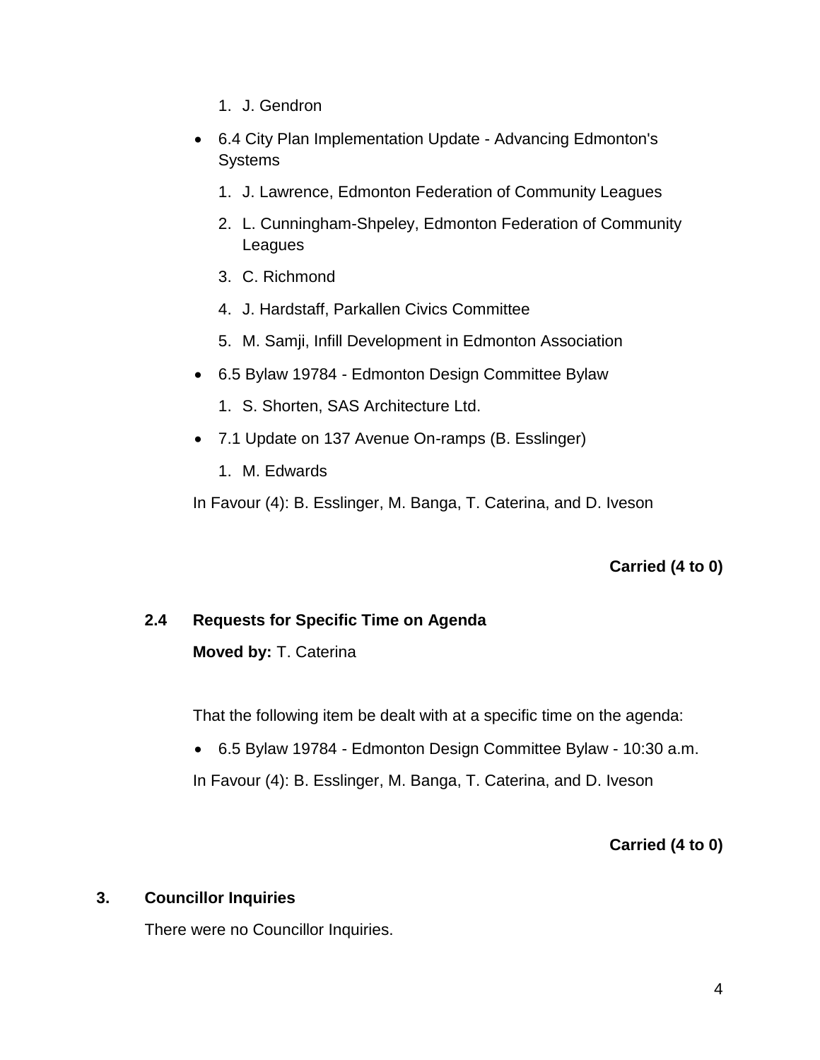1. J. Gendron

- 6.4 City Plan Implementation Update - Advancing Edmonton's Systems
   1. J. Lawrence, Edmonton Federation of Community Leagues
   2. L. Cunningham-Shpeley, Edmonton Federation of Community Leagues
   3. C. Richmond
   4. J. Hardstaff, Parkallen Civics Committee
   5. M. Samji, Infill Development in Edmonton Association
- 6.5 Bylaw 19784 - Edmonton Design Committee Bylaw
   1. S. Shorten, SAS Architecture Ltd.
- 7.1 Update on 137 Avenue On-ramps (B. Esslinger)
   1. M. Edwards

In Favour (4): B. Esslinger, M. Banga, T. Caterina, and D. Iveson

**Carried (4 to 0)**

### 2.4 Requests for Specific Time on Agenda

**Moved by:** T. Caterina

That the following item be dealt with at a specific time on the agenda:

- 6.5 Bylaw 19784 - Edmonton Design Committee Bylaw - 10:30 a.m.

In Favour (4): B. Esslinger, M. Banga, T. Caterina, and D. Iveson

**Carried (4 to 0)**

## 3. Councillor Inquiries

There were no Councillor Inquiries.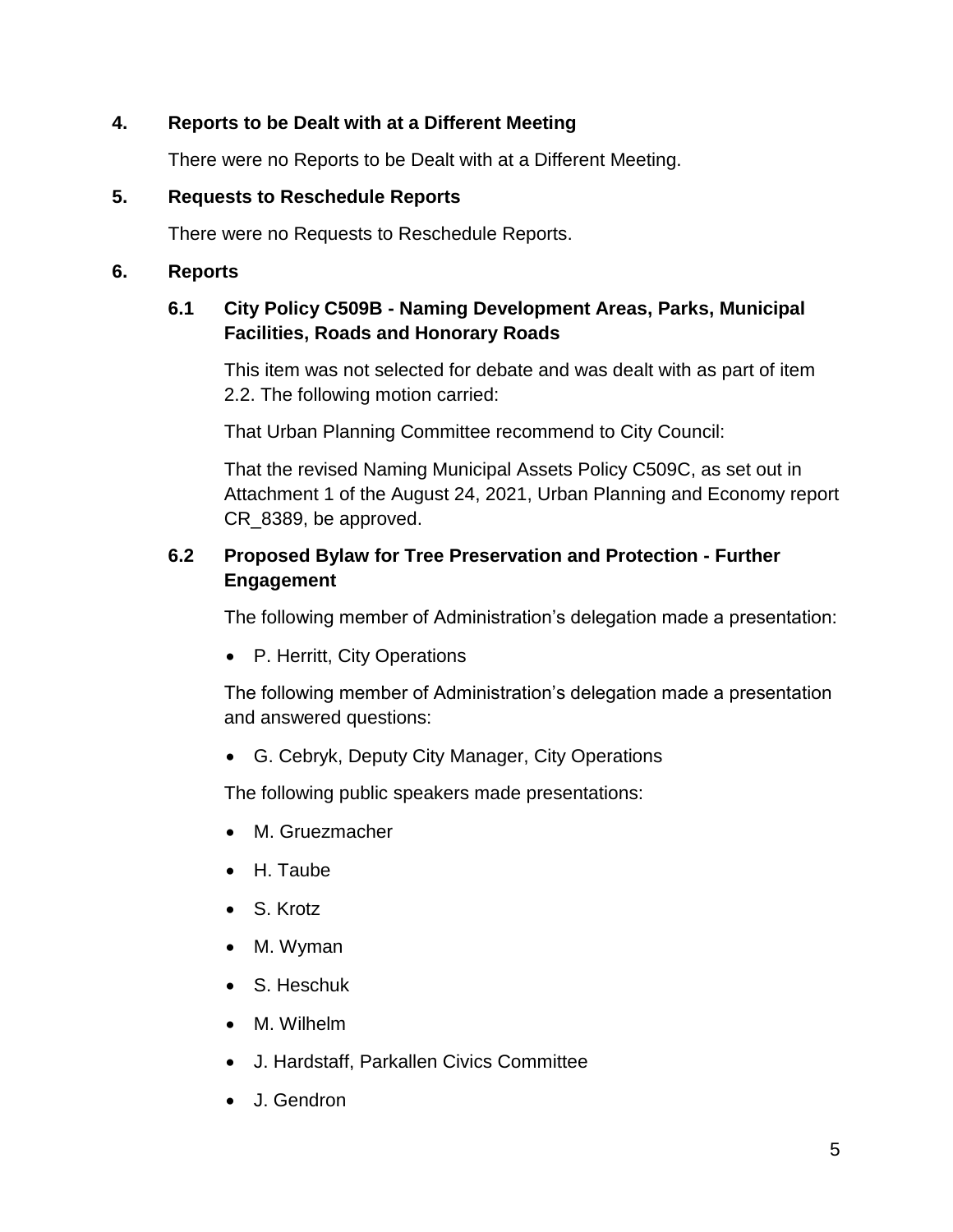## 4. Reports to be Dealt with at a Different Meeting

There were no Reports to be Dealt with at a Different Meeting.

## 5. Requests to Reschedule Reports

There were no Requests to Reschedule Reports.

## 6. Reports

### 6.1 City Policy C509B - Naming Development Areas, Parks, Municipal Facilities, Roads and Honorary Roads

This item was not selected for debate and was dealt with as part of item 2.2. The following motion carried:

That Urban Planning Committee recommend to City Council:

That the revised Naming Municipal Assets Policy C509C, as set out in Attachment 1 of the August 24, 2021, Urban Planning and Economy report CR_8389, be approved.

### 6.2 Proposed Bylaw for Tree Preservation and Protection - Further Engagement

The following member of Administration's delegation made a presentation:

- P. Herritt, City Operations

The following member of Administration's delegation made a presentation and answered questions:

- G. Cebryk, Deputy City Manager, City Operations

The following public speakers made presentations:

- M. Gruezmacher
- H. Taube
- S. Krotz
- M. Wyman
- S. Heschuk
- M. Wilhelm
- J. Hardstaff, Parkallen Civics Committee
- J. Gendron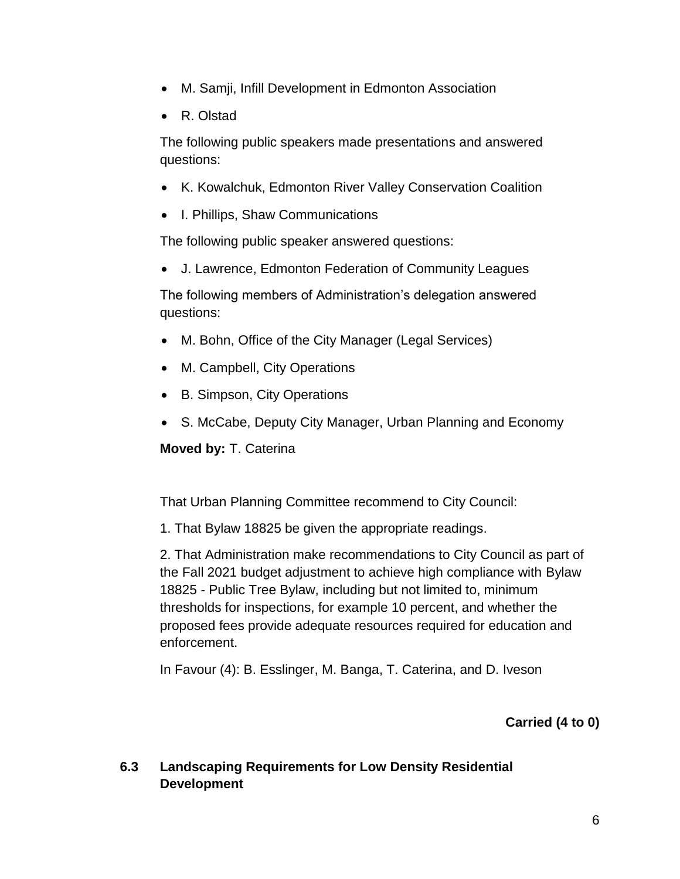- M. Samji, Infill Development in Edmonton Association
- R. Olstad

The following public speakers made presentations and answered questions:

- K. Kowalchuk, Edmonton River Valley Conservation Coalition
- I. Phillips, Shaw Communications

The following public speaker answered questions:

- J. Lawrence, Edmonton Federation of Community Leagues

The following members of Administration's delegation answered questions:

- M. Bohn, Office of the City Manager (Legal Services)
- M. Campbell, City Operations
- B. Simpson, City Operations
- S. McCabe, Deputy City Manager, Urban Planning and Economy

**Moved by:** T. Caterina

That Urban Planning Committee recommend to City Council:

1. That Bylaw 18825 be given the appropriate readings.

2. That Administration make recommendations to City Council as part of the Fall 2021 budget adjustment to achieve high compliance with Bylaw 18825 - Public Tree Bylaw, including but not limited to, minimum thresholds for inspections, for example 10 percent, and whether the proposed fees provide adequate resources required for education and enforcement.

In Favour (4): B. Esslinger, M. Banga, T. Caterina, and D. Iveson

**Carried (4 to 0)**

### 6.3 Landscaping Requirements for Low Density Residential Development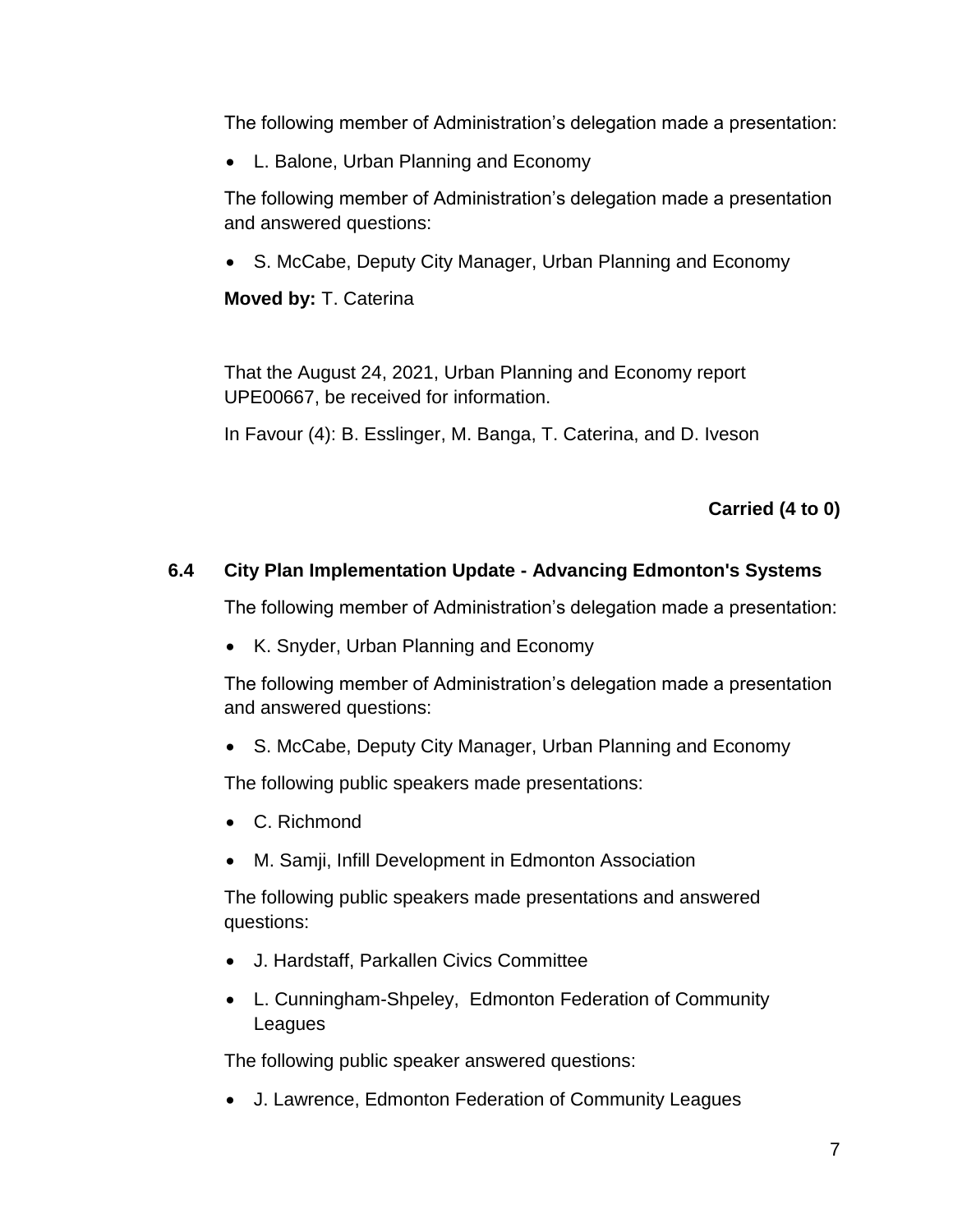The following member of Administration's delegation made a presentation:

- L. Balone, Urban Planning and Economy

The following member of Administration's delegation made a presentation and answered questions:

- S. McCabe, Deputy City Manager, Urban Planning and Economy

**Moved by:** T. Caterina

That the August 24, 2021, Urban Planning and Economy report UPE00667, be received for information.

In Favour (4): B. Esslinger, M. Banga, T. Caterina, and D. Iveson

**Carried (4 to 0)**

### 6.4 City Plan Implementation Update - Advancing Edmonton's Systems

The following member of Administration's delegation made a presentation:

- K. Snyder, Urban Planning and Economy

The following member of Administration's delegation made a presentation and answered questions:

- S. McCabe, Deputy City Manager, Urban Planning and Economy

The following public speakers made presentations:

- C. Richmond
- M. Samji, Infill Development in Edmonton Association

The following public speakers made presentations and answered questions:

- J. Hardstaff, Parkallen Civics Committee
- L. Cunningham-Shpeley, Edmonton Federation of Community Leagues

The following public speaker answered questions:

- J. Lawrence, Edmonton Federation of Community Leagues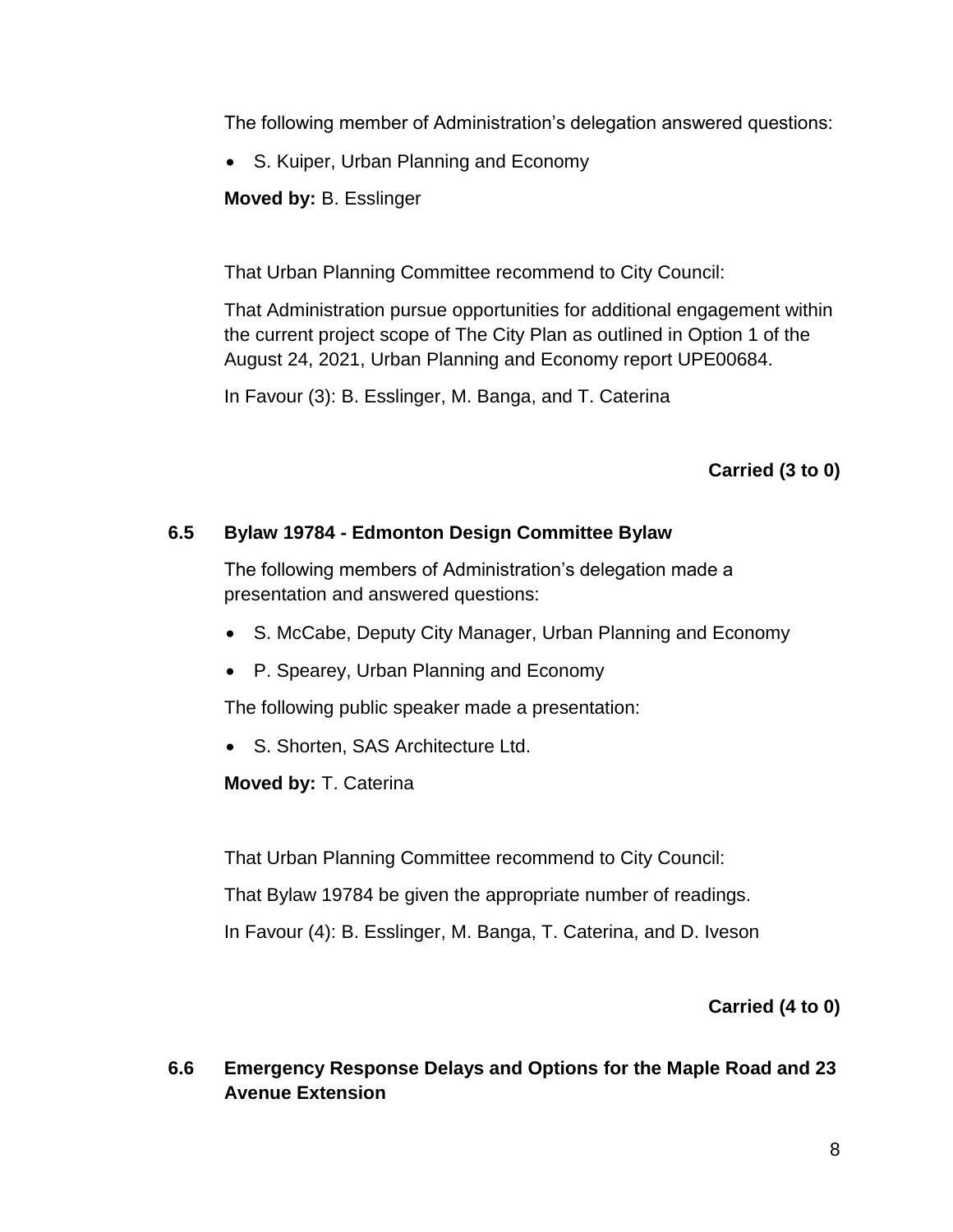The following member of Administration's delegation answered questions:

- S. Kuiper, Urban Planning and Economy

**Moved by:** B. Esslinger

That Urban Planning Committee recommend to City Council:

That Administration pursue opportunities for additional engagement within the current project scope of The City Plan as outlined in Option 1 of the August 24, 2021, Urban Planning and Economy report UPE00684.

In Favour (3): B. Esslinger, M. Banga, and T. Caterina

**Carried (3 to 0)**

### 6.5 Bylaw 19784 - Edmonton Design Committee Bylaw

The following members of Administration's delegation made a presentation and answered questions:

- S. McCabe, Deputy City Manager, Urban Planning and Economy
- P. Spearey, Urban Planning and Economy

The following public speaker made a presentation:

- S. Shorten, SAS Architecture Ltd.

**Moved by:** T. Caterina

That Urban Planning Committee recommend to City Council:

That Bylaw 19784 be given the appropriate number of readings.

In Favour (4): B. Esslinger, M. Banga, T. Caterina, and D. Iveson

**Carried (4 to 0)**

### 6.6 Emergency Response Delays and Options for the Maple Road and 23 Avenue Extension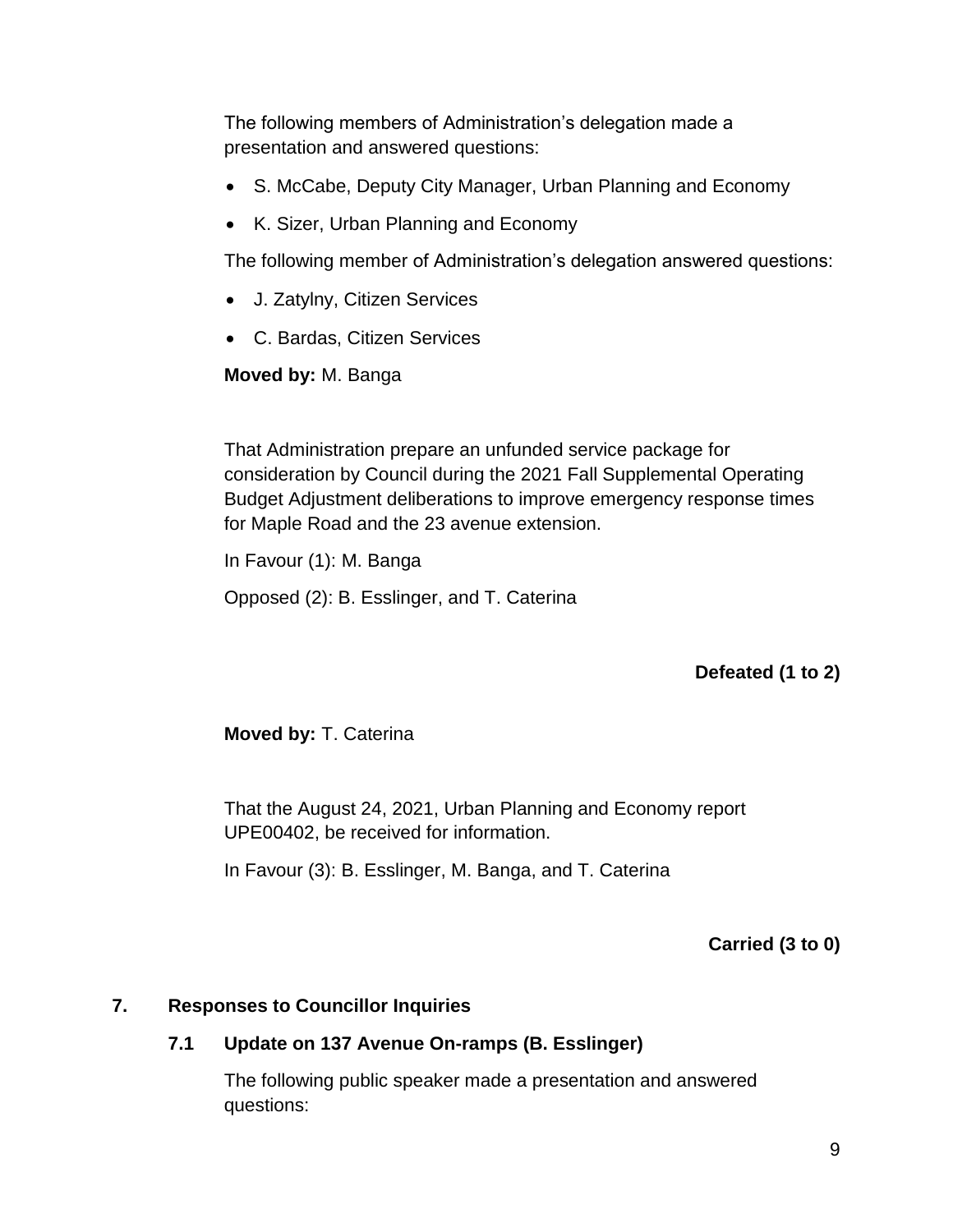The following members of Administration's delegation made a presentation and answered questions:

- S. McCabe, Deputy City Manager, Urban Planning and Economy
- K. Sizer, Urban Planning and Economy

The following member of Administration's delegation answered questions:

- J. Zatylny, Citizen Services
- C. Bardas, Citizen Services

**Moved by:** M. Banga

That Administration prepare an unfunded service package for consideration by Council during the 2021 Fall Supplemental Operating Budget Adjustment deliberations to improve emergency response times for Maple Road and the 23 avenue extension.

In Favour (1): M. Banga

Opposed (2): B. Esslinger, and T. Caterina

**Defeated (1 to 2)**

**Moved by:** T. Caterina

That the August 24, 2021, Urban Planning and Economy report UPE00402, be received for information.

In Favour (3): B. Esslinger, M. Banga, and T. Caterina

**Carried (3 to 0)**

## 7. Responses to Councillor Inquiries

### 7.1 Update on 137 Avenue On-ramps (B. Esslinger)

The following public speaker made a presentation and answered questions: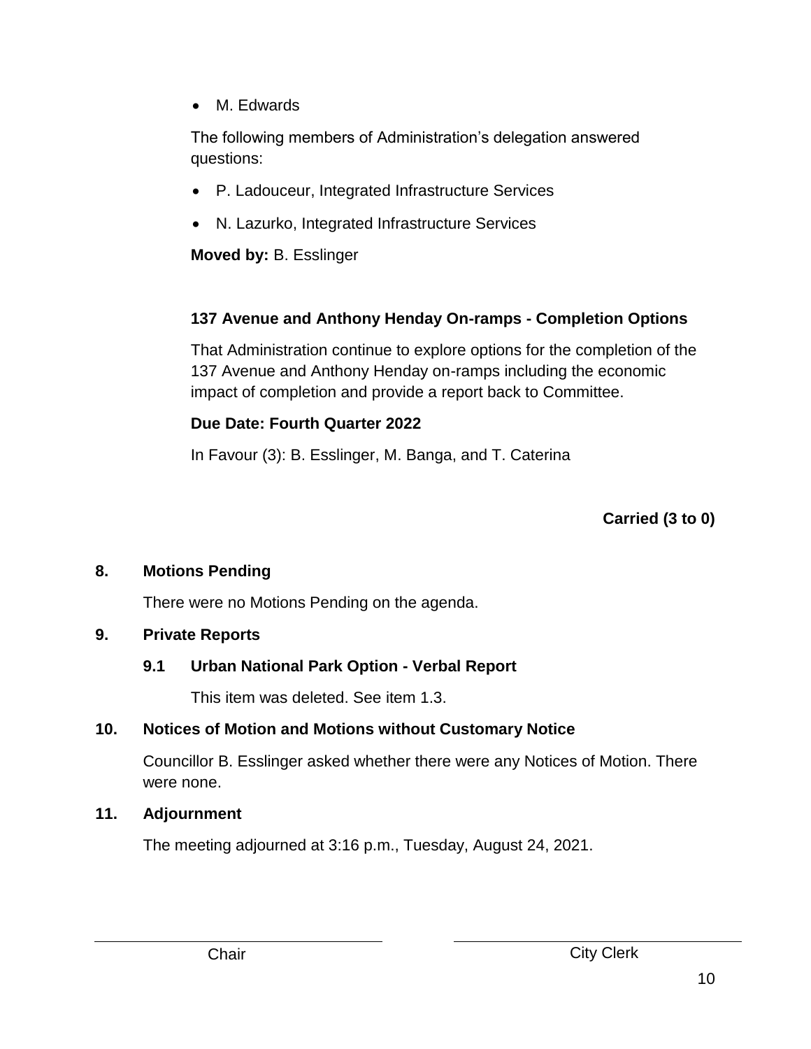- M. Edwards

The following members of Administration's delegation answered questions:

- P. Ladouceur, Integrated Infrastructure Services
- N. Lazurko, Integrated Infrastructure Services

**Moved by:** B. Esslinger

**137 Avenue and Anthony Henday On-ramps - Completion Options**

That Administration continue to explore options for the completion of the 137 Avenue and Anthony Henday on-ramps including the economic impact of completion and provide a report back to Committee.

**Due Date: Fourth Quarter 2022**

In Favour (3): B. Esslinger, M. Banga, and T. Caterina

**Carried (3 to 0)**

## 8. Motions Pending

There were no Motions Pending on the agenda.

## 9. Private Reports

### 9.1 Urban National Park Option - Verbal Report

This item was deleted. See item 1.3.

## 10. Notices of Motion and Motions without Customary Notice

Councillor B. Esslinger asked whether there were any Notices of Motion. There were none.

## 11. Adjournment

The meeting adjourned at 3:16 p.m., Tuesday, August 24, 2021.

Chair

City Clerk